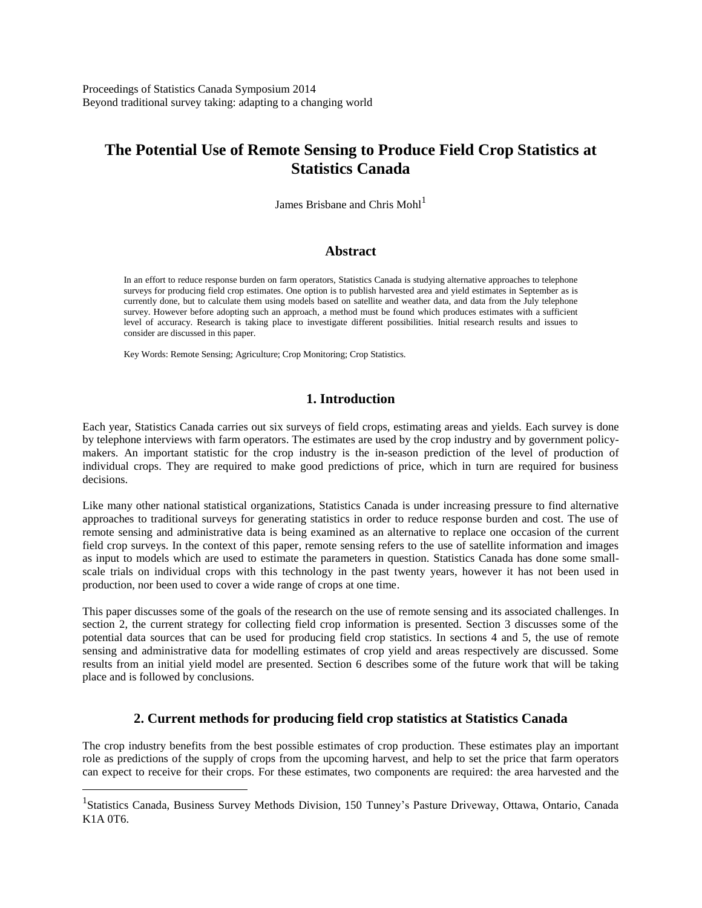Proceedings of Statistics Canada Symposium 2014
Beyond traditional survey taking: adapting to a changing world

# The Potential Use of Remote Sensing to Produce Field Crop Statistics at Statistics Canada

James Brisbane and Chris Mohl[1]

## Abstract

In an effort to reduce response burden on farm operators, Statistics Canada is studying alternative approaches to telephone surveys for producing field crop estimates. One option is to publish harvested area and yield estimates in September as is currently done, but to calculate them using models based on satellite and weather data, and data from the July telephone survey. However before adopting such an approach, a method must be found which produces estimates with a sufficient level of accuracy. Research is taking place to investigate different possibilities. Initial research results and issues to consider are discussed in this paper.

Key Words: Remote Sensing; Agriculture; Crop Monitoring; Crop Statistics.

## 1. Introduction

Each year, Statistics Canada carries out six surveys of field crops, estimating areas and yields. Each survey is done by telephone interviews with farm operators. The estimates are used by the crop industry and by government policy-makers. An important statistic for the crop industry is the in-season prediction of the level of production of individual crops. They are required to make good predictions of price, which in turn are required for business decisions.

Like many other national statistical organizations, Statistics Canada is under increasing pressure to find alternative approaches to traditional surveys for generating statistics in order to reduce response burden and cost. The use of remote sensing and administrative data is being examined as an alternative to replace one occasion of the current field crop surveys. In the context of this paper, remote sensing refers to the use of satellite information and images as input to models which are used to estimate the parameters in question. Statistics Canada has done some small-scale trials on individual crops with this technology in the past twenty years, however it has not been used in production, nor been used to cover a wide range of crops at one time.

This paper discusses some of the goals of the research on the use of remote sensing and its associated challenges. In section 2, the current strategy for collecting field crop information is presented. Section 3 discusses some of the potential data sources that can be used for producing field crop statistics. In sections 4 and 5, the use of remote sensing and administrative data for modelling estimates of crop yield and areas respectively are discussed. Some results from an initial yield model are presented. Section 6 describes some of the future work that will be taking place and is followed by conclusions.

## 2. Current methods for producing field crop statistics at Statistics Canada

The crop industry benefits from the best possible estimates of crop production. These estimates play an important role as predictions of the supply of crops from the upcoming harvest, and help to set the price that farm operators can expect to receive for their crops. For these estimates, two components are required: the area harvested and the

[1] Statistics Canada, Business Survey Methods Division, 150 Tunney's Pasture Driveway, Ottawa, Ontario, Canada K1A 0T6.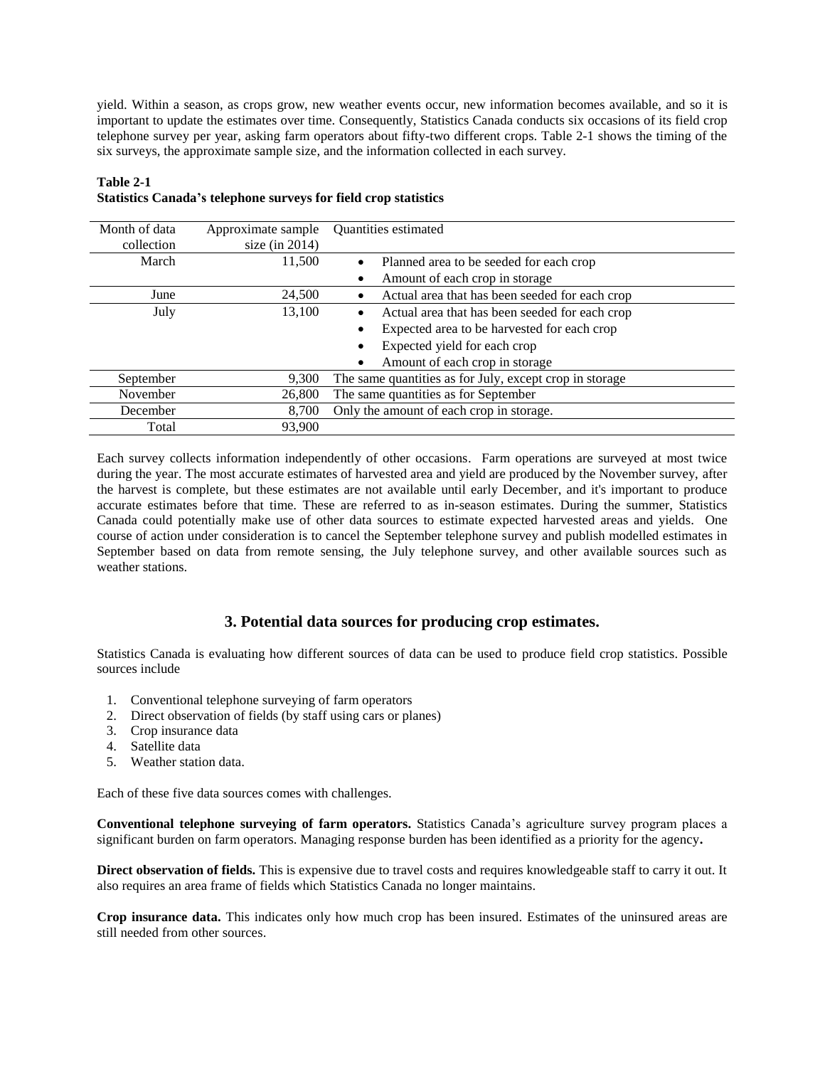yield. Within a season, as crops grow, new weather events occur, new information becomes available, and so it is important to update the estimates over time. Consequently, Statistics Canada conducts six occasions of its field crop telephone survey per year, asking farm operators about fifty-two different crops. Table 2-1 shows the timing of the six surveys, the approximate sample size, and the information collected in each survey.

**Table 2-1**
**Statistics Canada's telephone surveys for field crop statistics**

| Month of data collection | Approximate sample size (in 2014) | Quantities estimated |
|---|---|---|
| March | 11,500 | • Planned area to be seeded for each crop<br>• Amount of each crop in storage |
| June | 24,500 | • Actual area that has been seeded for each crop |
| July | 13,100 | • Actual area that has been seeded for each crop<br>• Expected area to be harvested for each crop<br>• Expected yield for each crop<br>• Amount of each crop in storage |
| September | 9,300 | The same quantities as for July, except crop in storage |
| November | 26,800 | The same quantities as for September |
| December | 8,700 | Only the amount of each crop in storage. |
| Total | 93,900 | |

Each survey collects information independently of other occasions. Farm operations are surveyed at most twice during the year. The most accurate estimates of harvested area and yield are produced by the November survey, after the harvest is complete, but these estimates are not available until early December, and it's important to produce accurate estimates before that time. These are referred to as in-season estimates. During the summer, Statistics Canada could potentially make use of other data sources to estimate expected harvested areas and yields. One course of action under consideration is to cancel the September telephone survey and publish modelled estimates in September based on data from remote sensing, the July telephone survey, and other available sources such as weather stations.

## 3. Potential data sources for producing crop estimates.

Statistics Canada is evaluating how different sources of data can be used to produce field crop statistics. Possible sources include

1. Conventional telephone surveying of farm operators
2. Direct observation of fields (by staff using cars or planes)
3. Crop insurance data
4. Satellite data
5. Weather station data.

Each of these five data sources comes with challenges.

**Conventional telephone surveying of farm operators.** Statistics Canada's agriculture survey program places a significant burden on farm operators. Managing response burden has been identified as a priority for the agency**.**

**Direct observation of fields.** This is expensive due to travel costs and requires knowledgeable staff to carry it out. It also requires an area frame of fields which Statistics Canada no longer maintains.

**Crop insurance data.** This indicates only how much crop has been insured. Estimates of the uninsured areas are still needed from other sources.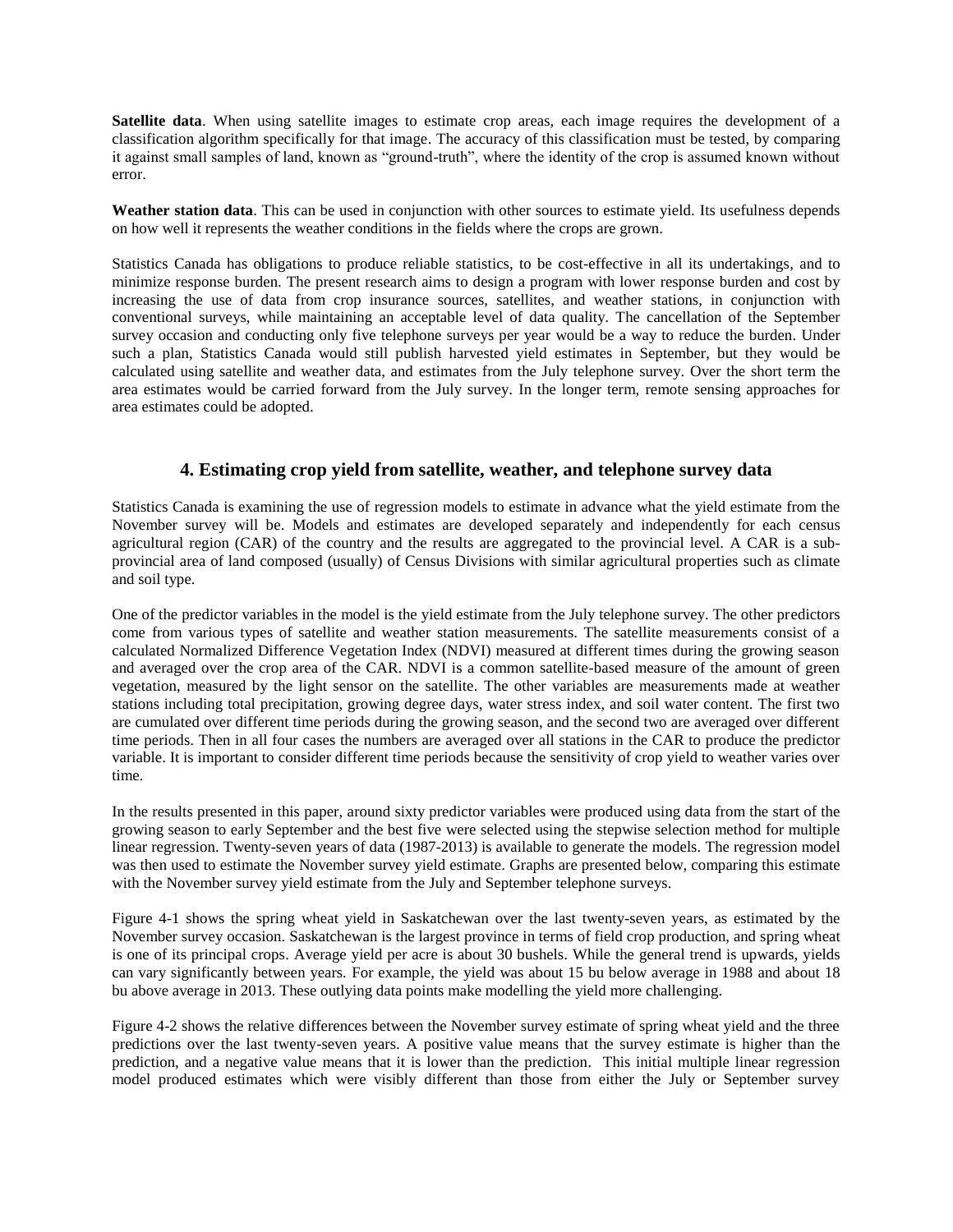**Satellite data**. When using satellite images to estimate crop areas, each image requires the development of a classification algorithm specifically for that image. The accuracy of this classification must be tested, by comparing it against small samples of land, known as "ground-truth", where the identity of the crop is assumed known without error.

**Weather station data**. This can be used in conjunction with other sources to estimate yield. Its usefulness depends on how well it represents the weather conditions in the fields where the crops are grown.

Statistics Canada has obligations to produce reliable statistics, to be cost-effective in all its undertakings, and to minimize response burden. The present research aims to design a program with lower response burden and cost by increasing the use of data from crop insurance sources, satellites, and weather stations, in conjunction with conventional surveys, while maintaining an acceptable level of data quality. The cancellation of the September survey occasion and conducting only five telephone surveys per year would be a way to reduce the burden. Under such a plan, Statistics Canada would still publish harvested yield estimates in September, but they would be calculated using satellite and weather data, and estimates from the July telephone survey. Over the short term the area estimates would be carried forward from the July survey. In the longer term, remote sensing approaches for area estimates could be adopted.

## 4. Estimating crop yield from satellite, weather, and telephone survey data

Statistics Canada is examining the use of regression models to estimate in advance what the yield estimate from the November survey will be. Models and estimates are developed separately and independently for each census agricultural region (CAR) of the country and the results are aggregated to the provincial level. A CAR is a sub-provincial area of land composed (usually) of Census Divisions with similar agricultural properties such as climate and soil type.

One of the predictor variables in the model is the yield estimate from the July telephone survey. The other predictors come from various types of satellite and weather station measurements. The satellite measurements consist of a calculated Normalized Difference Vegetation Index (NDVI) measured at different times during the growing season and averaged over the crop area of the CAR. NDVI is a common satellite-based measure of the amount of green vegetation, measured by the light sensor on the satellite. The other variables are measurements made at weather stations including total precipitation, growing degree days, water stress index, and soil water content. The first two are cumulated over different time periods during the growing season, and the second two are averaged over different time periods. Then in all four cases the numbers are averaged over all stations in the CAR to produce the predictor variable. It is important to consider different time periods because the sensitivity of crop yield to weather varies over time.

In the results presented in this paper, around sixty predictor variables were produced using data from the start of the growing season to early September and the best five were selected using the stepwise selection method for multiple linear regression. Twenty-seven years of data (1987-2013) is available to generate the models. The regression model was then used to estimate the November survey yield estimate. Graphs are presented below, comparing this estimate with the November survey yield estimate from the July and September telephone surveys.

Figure 4-1 shows the spring wheat yield in Saskatchewan over the last twenty-seven years, as estimated by the November survey occasion. Saskatchewan is the largest province in terms of field crop production, and spring wheat is one of its principal crops. Average yield per acre is about 30 bushels. While the general trend is upwards, yields can vary significantly between years. For example, the yield was about 15 bu below average in 1988 and about 18 bu above average in 2013. These outlying data points make modelling the yield more challenging.

Figure 4-2 shows the relative differences between the November survey estimate of spring wheat yield and the three predictions over the last twenty-seven years. A positive value means that the survey estimate is higher than the prediction, and a negative value means that it is lower than the prediction. This initial multiple linear regression model produced estimates which were visibly different than those from either the July or September survey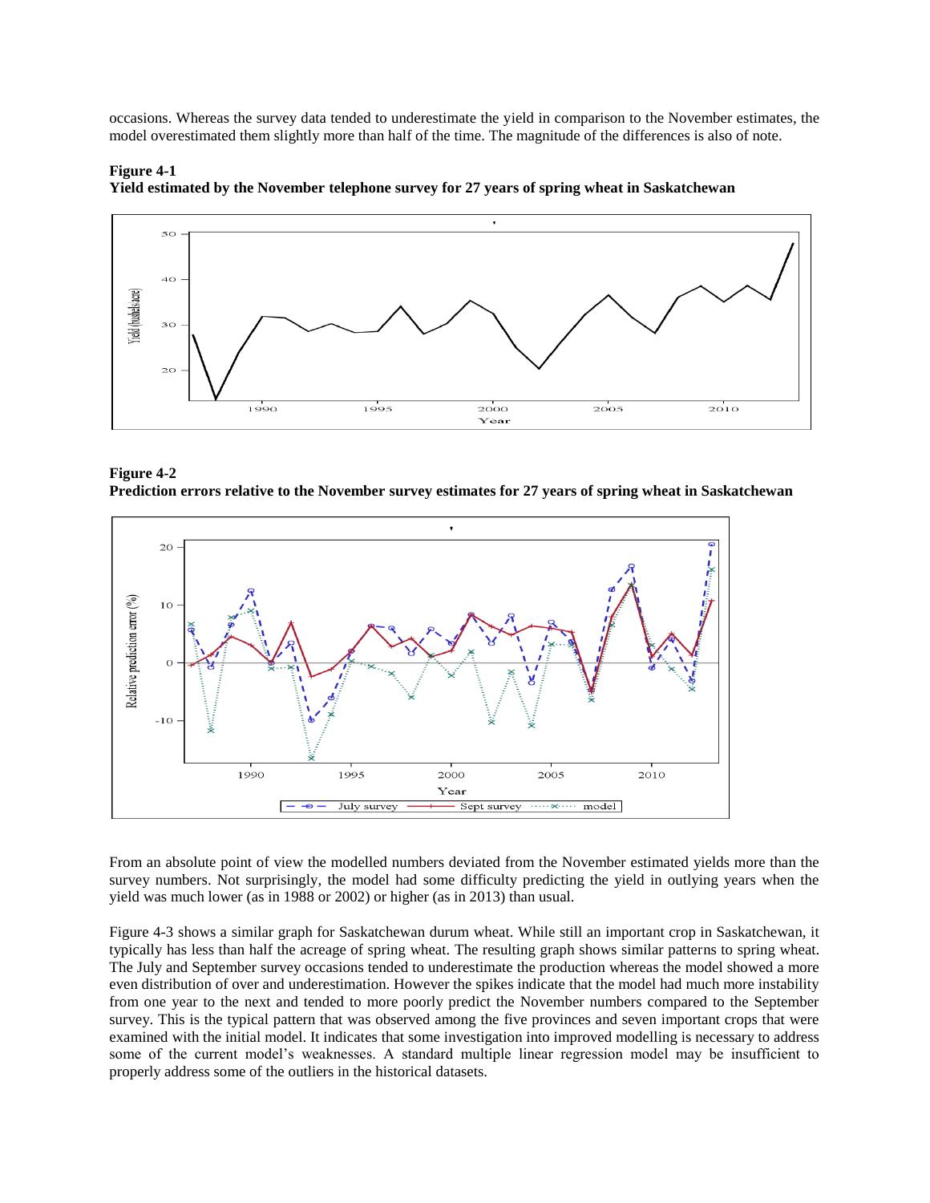occasions. Whereas the survey data tended to underestimate the yield in comparison to the November estimates, the model overestimated them slightly more than half of the time. The magnitude of the differences is also of note.

**Figure 4-1**
**Yield estimated by the November telephone survey for 27 years of spring wheat in Saskatchewan**

**Figure 4-2**
**Prediction errors relative to the November survey estimates for 27 years of spring wheat in Saskatchewan**

From an absolute point of view the modelled numbers deviated from the November estimated yields more than the survey numbers. Not surprisingly, the model had some difficulty predicting the yield in outlying years when the yield was much lower (as in 1988 or 2002) or higher (as in 2013) than usual.

Figure 4-3 shows a similar graph for Saskatchewan durum wheat. While still an important crop in Saskatchewan, it typically has less than half the acreage of spring wheat. The resulting graph shows similar patterns to spring wheat. The July and September survey occasions tended to underestimate the production whereas the model showed a more even distribution of over and underestimation. However the spikes indicate that the model had much more instability from one year to the next and tended to more poorly predict the November numbers compared to the September survey. This is the typical pattern that was observed among the five provinces and seven important crops that were examined with the initial model. It indicates that some investigation into improved modelling is necessary to address some of the current model's weaknesses. A standard multiple linear regression model may be insufficient to properly address some of the outliers in the historical datasets.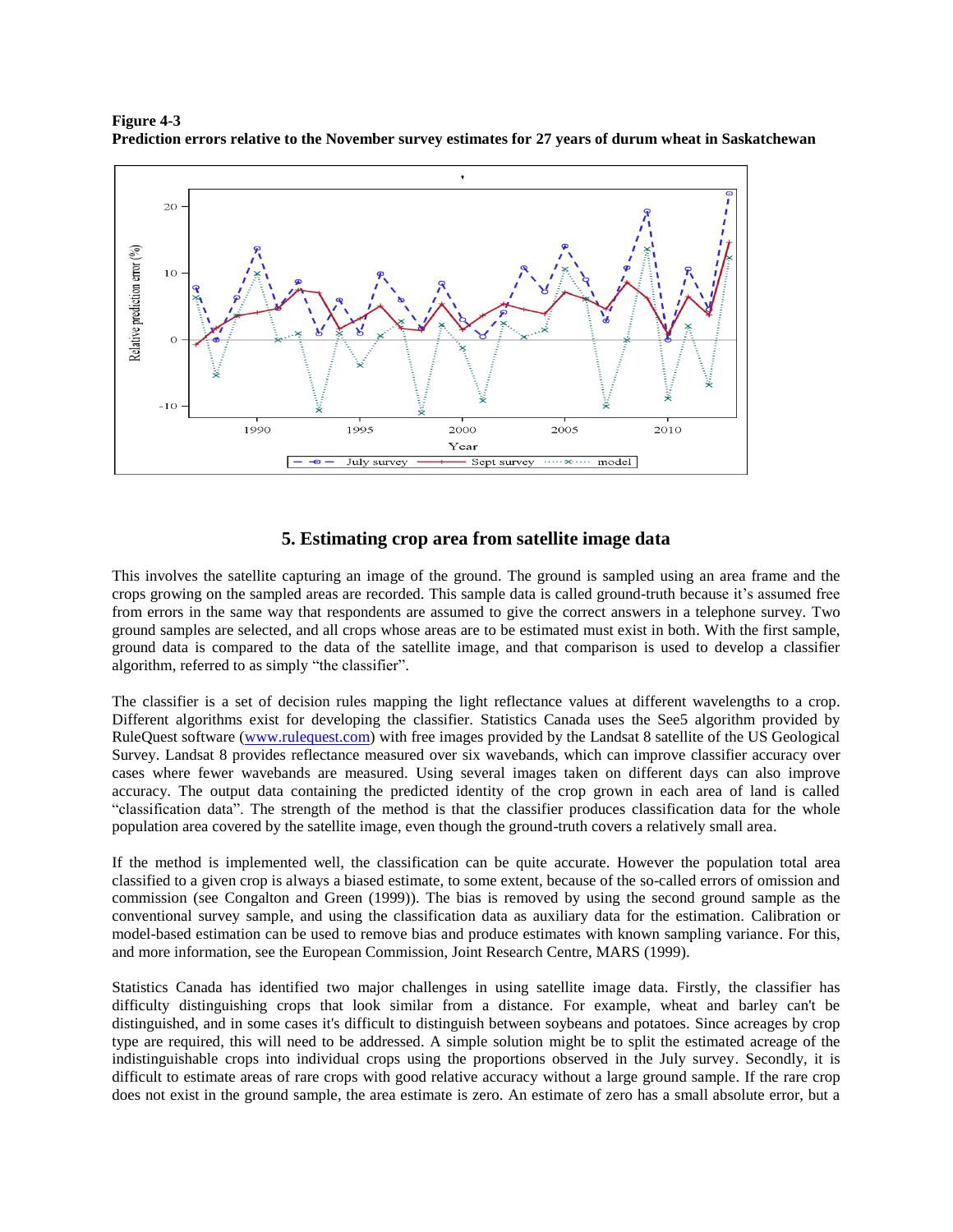**Figure 4-3**
**Prediction errors relative to the November survey estimates for 27 years of durum wheat in Saskatchewan**

## 5. Estimating crop area from satellite image data

This involves the satellite capturing an image of the ground. The ground is sampled using an area frame and the crops growing on the sampled areas are recorded. This sample data is called ground-truth because it's assumed free from errors in the same way that respondents are assumed to give the correct answers in a telephone survey. Two ground samples are selected, and all crops whose areas are to be estimated must exist in both. With the first sample, ground data is compared to the data of the satellite image, and that comparison is used to develop a classifier algorithm, referred to as simply "the classifier".

The classifier is a set of decision rules mapping the light reflectance values at different wavelengths to a crop. Different algorithms exist for developing the classifier. Statistics Canada uses the See5 algorithm provided by RuleQuest software (www.rulequest.com) with free images provided by the Landsat 8 satellite of the US Geological Survey. Landsat 8 provides reflectance measured over six wavebands, which can improve classifier accuracy over cases where fewer wavebands are measured. Using several images taken on different days can also improve accuracy. The output data containing the predicted identity of the crop grown in each area of land is called "classification data". The strength of the method is that the classifier produces classification data for the whole population area covered by the satellite image, even though the ground-truth covers a relatively small area.

If the method is implemented well, the classification can be quite accurate. However the population total area classified to a given crop is always a biased estimate, to some extent, because of the so-called errors of omission and commission (see Congalton and Green (1999)). The bias is removed by using the second ground sample as the conventional survey sample, and using the classification data as auxiliary data for the estimation. Calibration or model-based estimation can be used to remove bias and produce estimates with known sampling variance. For this, and more information, see the European Commission, Joint Research Centre, MARS (1999).

Statistics Canada has identified two major challenges in using satellite image data. Firstly, the classifier has difficulty distinguishing crops that look similar from a distance. For example, wheat and barley can't be distinguished, and in some cases it's difficult to distinguish between soybeans and potatoes. Since acreages by crop type are required, this will need to be addressed. A simple solution might be to split the estimated acreage of the indistinguishable crops into individual crops using the proportions observed in the July survey. Secondly, it is difficult to estimate areas of rare crops with good relative accuracy without a large ground sample. If the rare crop does not exist in the ground sample, the area estimate is zero. An estimate of zero has a small absolute error, but a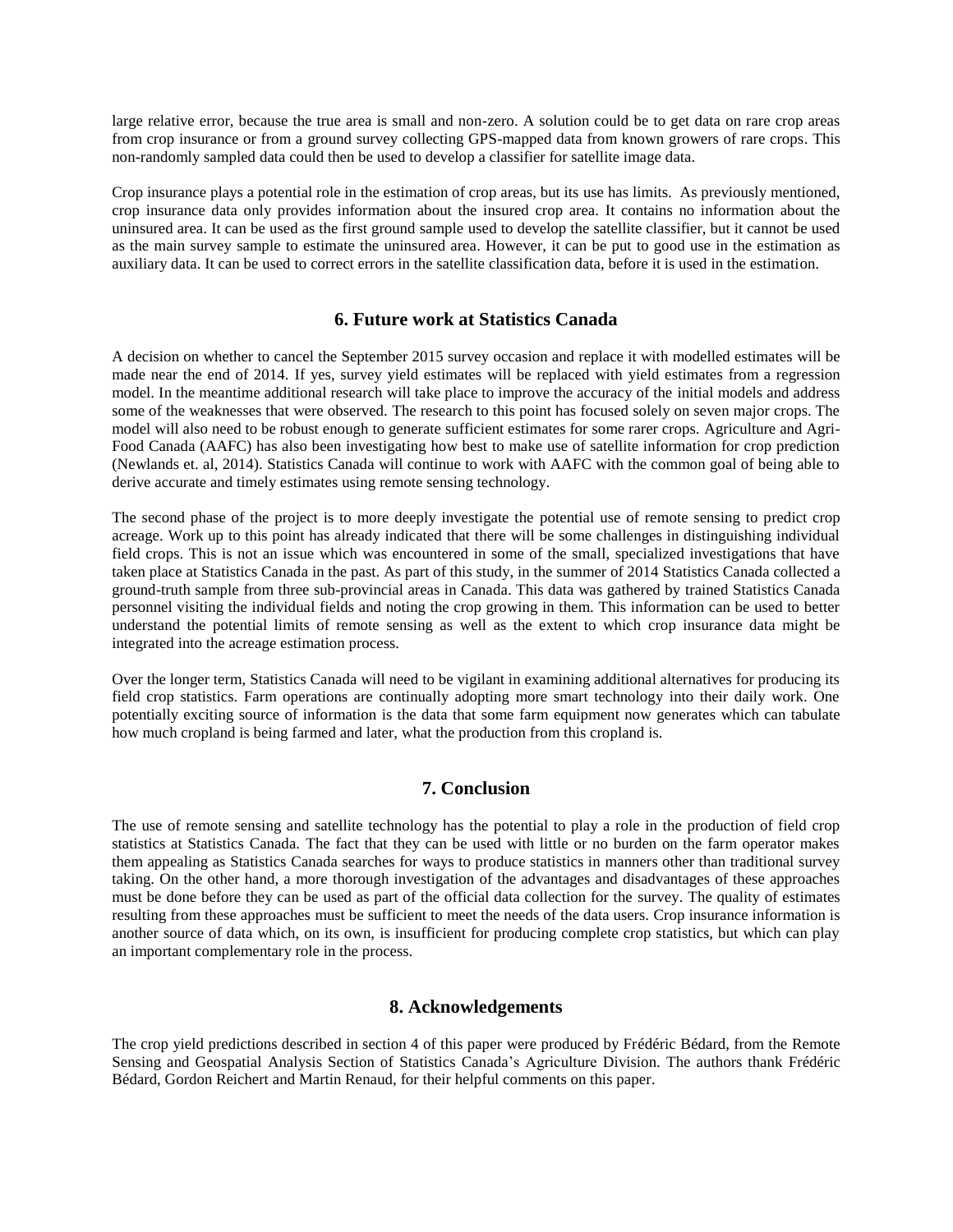large relative error, because the true area is small and non-zero. A solution could be to get data on rare crop areas from crop insurance or from a ground survey collecting GPS-mapped data from known growers of rare crops. This non-randomly sampled data could then be used to develop a classifier for satellite image data.

Crop insurance plays a potential role in the estimation of crop areas, but its use has limits. As previously mentioned, crop insurance data only provides information about the insured crop area. It contains no information about the uninsured area. It can be used as the first ground sample used to develop the satellite classifier, but it cannot be used as the main survey sample to estimate the uninsured area. However, it can be put to good use in the estimation as auxiliary data. It can be used to correct errors in the satellite classification data, before it is used in the estimation.

## 6. Future work at Statistics Canada

A decision on whether to cancel the September 2015 survey occasion and replace it with modelled estimates will be made near the end of 2014. If yes, survey yield estimates will be replaced with yield estimates from a regression model. In the meantime additional research will take place to improve the accuracy of the initial models and address some of the weaknesses that were observed. The research to this point has focused solely on seven major crops. The model will also need to be robust enough to generate sufficient estimates for some rarer crops. Agriculture and Agri-Food Canada (AAFC) has also been investigating how best to make use of satellite information for crop prediction (Newlands et. al, 2014). Statistics Canada will continue to work with AAFC with the common goal of being able to derive accurate and timely estimates using remote sensing technology.

The second phase of the project is to more deeply investigate the potential use of remote sensing to predict crop acreage. Work up to this point has already indicated that there will be some challenges in distinguishing individual field crops. This is not an issue which was encountered in some of the small, specialized investigations that have taken place at Statistics Canada in the past. As part of this study, in the summer of 2014 Statistics Canada collected a ground-truth sample from three sub-provincial areas in Canada. This data was gathered by trained Statistics Canada personnel visiting the individual fields and noting the crop growing in them. This information can be used to better understand the potential limits of remote sensing as well as the extent to which crop insurance data might be integrated into the acreage estimation process.

Over the longer term, Statistics Canada will need to be vigilant in examining additional alternatives for producing its field crop statistics. Farm operations are continually adopting more smart technology into their daily work. One potentially exciting source of information is the data that some farm equipment now generates which can tabulate how much cropland is being farmed and later, what the production from this cropland is.

## 7. Conclusion

The use of remote sensing and satellite technology has the potential to play a role in the production of field crop statistics at Statistics Canada. The fact that they can be used with little or no burden on the farm operator makes them appealing as Statistics Canada searches for ways to produce statistics in manners other than traditional survey taking. On the other hand, a more thorough investigation of the advantages and disadvantages of these approaches must be done before they can be used as part of the official data collection for the survey. The quality of estimates resulting from these approaches must be sufficient to meet the needs of the data users. Crop insurance information is another source of data which, on its own, is insufficient for producing complete crop statistics, but which can play an important complementary role in the process.

## 8. Acknowledgements

The crop yield predictions described in section 4 of this paper were produced by Frédéric Bédard, from the Remote Sensing and Geospatial Analysis Section of Statistics Canada's Agriculture Division. The authors thank Frédéric Bédard, Gordon Reichert and Martin Renaud, for their helpful comments on this paper.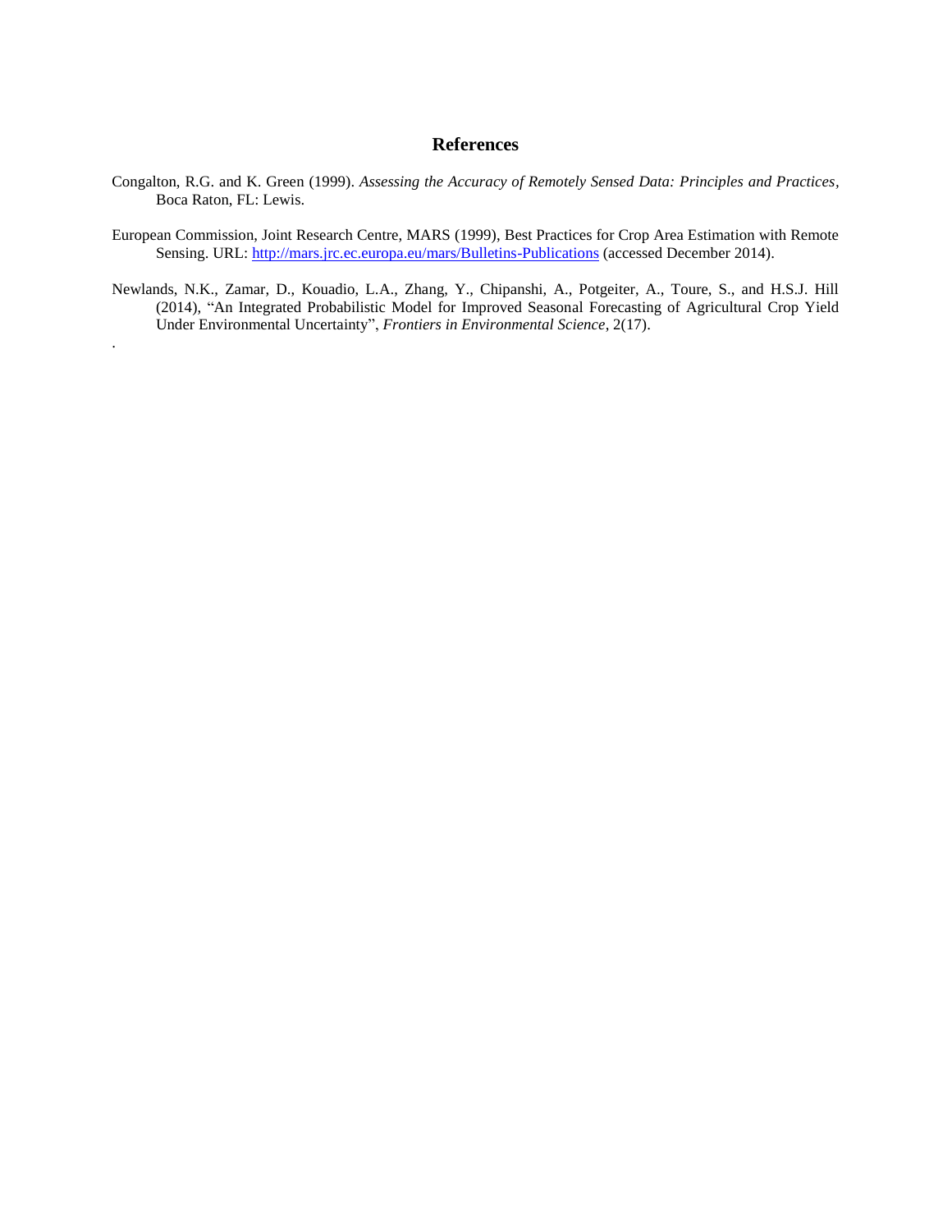## References

Congalton, R.G. and K. Green (1999). *Assessing the Accuracy of Remotely Sensed Data: Principles and Practices*, Boca Raton, FL: Lewis.

European Commission, Joint Research Centre, MARS (1999), Best Practices for Crop Area Estimation with Remote Sensing. URL: [http://mars.jrc.ec.europa.eu/mars/Bulletins-Publications](http://mars.jrc.ec.europa.eu/mars/Bulletins-Publications) (accessed December 2014).

Newlands, N.K., Zamar, D., Kouadio, L.A., Zhang, Y., Chipanshi, A., Potgeiter, A., Toure, S., and H.S.J. Hill (2014), "An Integrated Probabilistic Model for Improved Seasonal Forecasting of Agricultural Crop Yield Under Environmental Uncertainty", *Frontiers in Environmental Science*, 2(17).

.